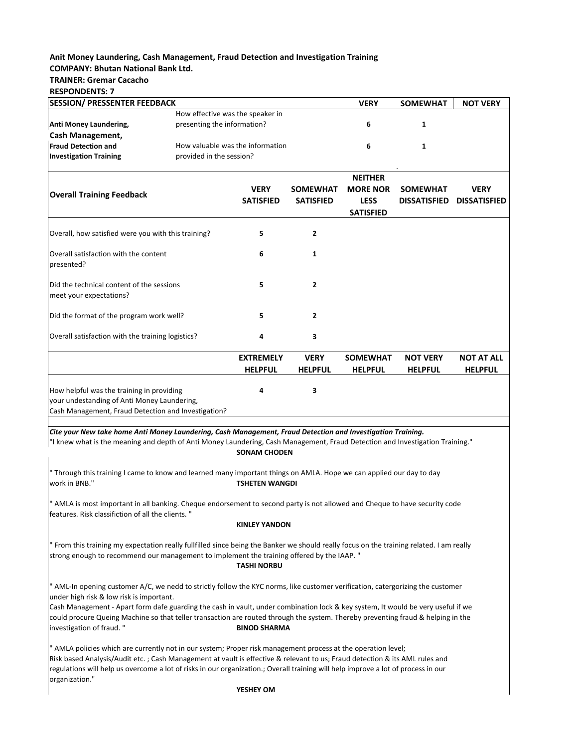**Anit Money Laundering, Cash Management, Fraud Detection and Investigation Training**
**COMPANY: Bhutan National Bank Ltd.**
**TRAINER: Gremar Cacacho**
**RESPONDENTS: 7**

| SESSION/ PRESSENTER FEEDBACK | | VERY | SOMEWHAT | NOT VERY |
|---|---|---|---|---|
| Anti Money Laundering, Cash Management, Fraud Detection and Investigation Training | How effective was the speaker in presenting the information? | 6 | 1 | |
| | How valuable was the information provided in the session? | 6 | 1 | |

| Overall Training Feedback | VERY SATISFIED | SOMEWHAT SATISFIED | NEITHER MORE NOR LESS SATISFIED | SOMEWHAT DISSATISFIED | VERY DISSATISFIED |
|---|---|---|---|---|---|
| Overall, how satisfied were you with this training? | 5 | 2 | | | |
| Overall satisfaction with the content presented? | 6 | 1 | | | |
| Did the technical content of the sessions meet your expectations? | 5 | 2 | | | |
| Did the format of the program work well? | 5 | 2 | | | |
| Overall satisfaction with the training logistics? | 4 | 3 | | | |

| | EXTREMELY HELPFUL | VERY HELPFUL | SOMEWHAT HELPFUL | NOT VERY HELPFUL | NOT AT ALL HELPFUL |
|---|---|---|---|---|---|
| How helpful was the training in providing your undestanding of Anti Money Laundering, Cash Management, Fraud Detection and Investigation? | 4 | 3 | | | |

***Cite your New take home Anti Money Laundering, Cash Management, Fraud Detection and Investigation Training.***

"I knew what is the meaning and depth of Anti Money Laundering, Cash Management, Fraud Detection and Investigation Training."

**SONAM CHODEN**

" Through this training I came to know and learned many important things on AMLA. Hope we can applied our day to day work in BNB."

**TSHETEN WANGDI**

" AMLA is most important in all banking. Cheque endorsement to second party is not allowed and Cheque to have security code features. Risk classifiction of all the clients. "

**KINLEY YANDON**

" From this training my expectation really fullfilled since being the Banker we should really focus on the training related. I am really strong enough to recommend our management to implement the training offered by the IAAP. "

**TASHI NORBU**

" AML-In opening customer A/C, we nedd to strictly follow the KYC norms, like customer verification, catergorizing the customer under high risk & low risk is important.
Cash Management - Apart form dafe guarding the cash in vault, under combination lock & key system, It would be very useful if we could procure Queing Machine so that teller transaction are routed through the system. Thereby preventing fraud & helping in the investigation of fraud. "

**BINOD SHARMA**

" AMLA policies which are currently not in our system; Proper risk management process at the operation level; Risk based Analysis/Audit etc. ; Cash Management at vault is effective & relevant to us; Fraud detection & its AML rules and regulations will help us overcome a lot of risks in our organization.; Overall training will help improve a lot of process in our organization."

**YESHEY OM**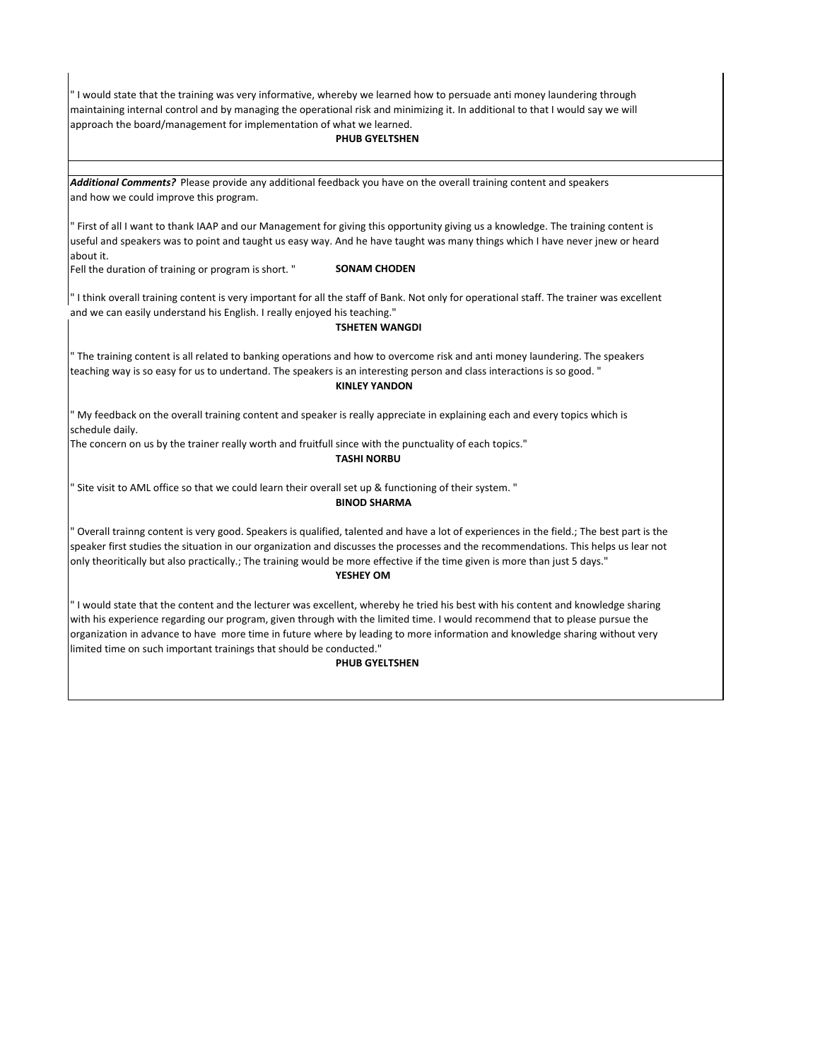" I would state that the training was very informative, whereby we learned how to persuade anti money laundering through maintaining internal control and by managing the operational risk and minimizing it. In additional to that I would say we will approach the board/management for implementation of what we learned.

**PHUB GYELTSHEN**

***Additional Comments?*** Please provide any additional feedback you have on the overall training content and speakers and how we could improve this program.

" First of all I want to thank IAAP and our Management for giving this opportunity giving us a knowledge. The training content is useful and speakers was to point and taught us easy way. And he have taught was many things which I have never jnew or heard about it.
Fell the duration of training or program is short. "

**SONAM CHODEN**

" I think overall training content is very important for all the staff of Bank. Not only for operational staff. The trainer was excellent and we can easily understand his English. I really enjoyed his teaching."

**TSHETEN WANGDI**

" The training content is all related to banking operations and how to overcome risk and anti money laundering. The speakers teaching way is so easy for us to undertand. The speakers is an interesting person and class interactions is so good. "

**KINLEY YANDON**

" My feedback on the overall training content and speaker is really appreciate in explaining each and every topics which is schedule daily.
The concern on us by the trainer really worth and fruitfull since with the punctuality of each topics."

**TASHI NORBU**

" Site visit to AML office so that we could learn their overall set up & functioning of their system. "

**BINOD SHARMA**

" Overall trainng content is very good. Speakers is qualified, talented and have a lot of experiences in the field.; The best part is the speaker first studies the situation in our organization and discusses the processes and the recommendations. This helps us lear not only theoritically but also practically.; The training would be more effective if the time given is more than just 5 days."

**YESHEY OM**

" I would state that the content and the lecturer was excellent, whereby he tried his best with his content and knowledge sharing with his experience regarding our program, given through with the limited time. I would recommend that to please pursue the organization in advance to have more time in future where by leading to more information and knowledge sharing without very limited time on such important trainings that should be conducted."

**PHUB GYELTSHEN**